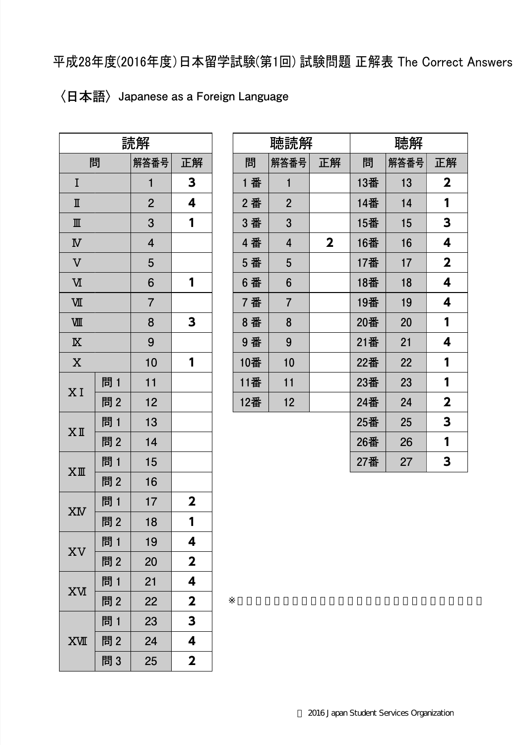# 平成28年度(2016年度)日本留学試験(第1回) 試験問題 正解表 The Correct Answers

## 〈日本語〉 Japanese as a Foreign Language

| 読解 | | | |
|---|---|---|---|
| 問 | | 解答番号 | 正解 |
| Ⅰ | | 1 | **3** |
| Ⅱ | | 2 | **4** |
| Ⅲ | | 3 | **1** |
| Ⅳ | | 4 | |
| Ⅴ | | 5 | |
| Ⅵ | | 6 | **1** |
| Ⅶ | | 7 | |
| Ⅷ | | 8 | **3** |
| Ⅸ | | 9 | |
| Ⅹ | | 10 | **1** |
| ⅩⅠ | 問1 | 11 | |
| | 問2 | 12 | |
| ⅩⅡ | 問1 | 13 | |
| | 問2 | 14 | |
| ⅩⅢ | 問1 | 15 | |
| | 問2 | 16 | |
| ⅩⅣ | 問1 | 17 | **2** |
| | 問2 | 18 | **1** |
| ⅩⅤ | 問1 | 19 | **4** |
| | 問2 | 20 | **2** |
| ⅩⅥ | 問1 | 21 | **4** |
| | 問2 | 22 | **2** |
| ⅩⅦ | 問1 | 23 | **3** |
| | 問2 | 24 | **4** |
| | 問3 | 25 | **2** |

| 聴読解 | | | 聴解 | | |
|---|---|---|---|---|---|
| 問 | 解答番号 | 正解 | 問 | 解答番号 | 正解 |
| 1番 | 1 | | 13番 | 13 | **2** |
| 2番 | 2 | | 14番 | 14 | **1** |
| 3番 | 3 | | 15番 | 15 | **3** |
| 4番 | 4 | **2** | 16番 | 16 | **4** |
| 5番 | 5 | | 17番 | 17 | **2** |
| 6番 | 6 | | 18番 | 18 | **4** |
| 7番 | 7 | | 19番 | 19 | **4** |
| 8番 | 8 | | 20番 | 20 | **1** |
| 9番 | 9 | | 21番 | 21 | **4** |
| 10番 | 10 | | 22番 | 22 | **1** |
| 11番 | 11 | | 23番 | 23 | **1** |
| 12番 | 12 | | 24番 | 24 | **2** |
| | | | 25番 | 25 | **3** |
| | | | 26番 | 26 | **1** |
| | | | 27番 | 27 | **3** |

※

© 2016 Japan Student Services Organization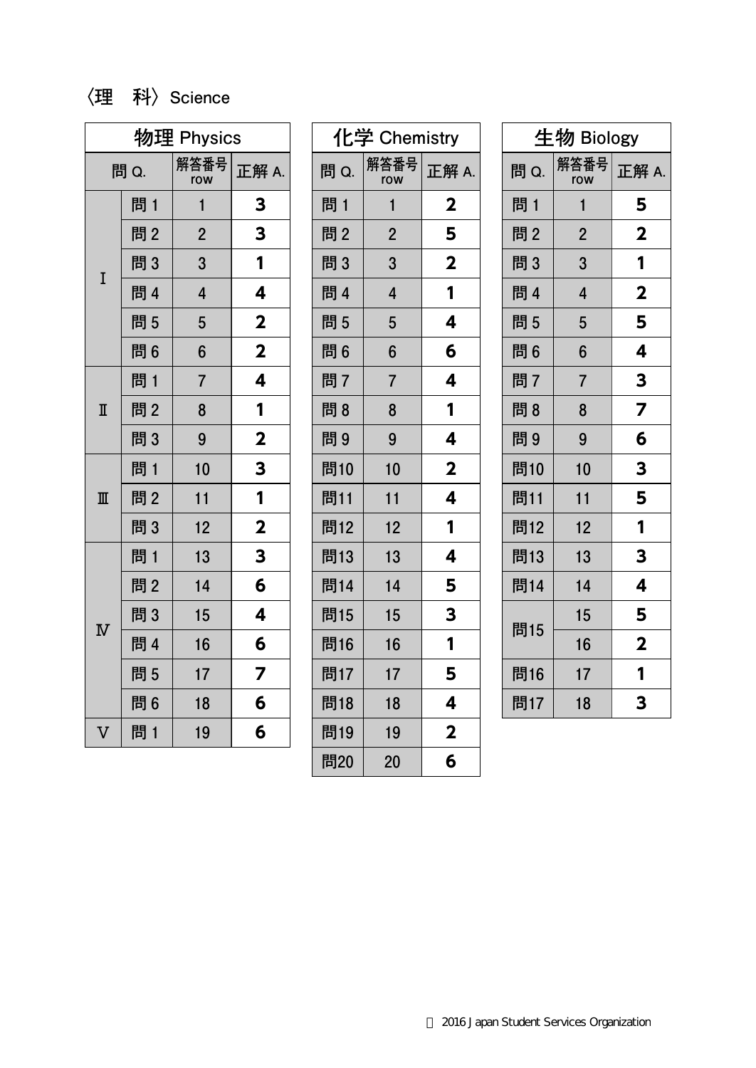〈理　科〉Science

| 物理 Physics | | | |
|---|---|---|---|
| 問 Q. | | 解答番号 row | 正解 A. |
| Ⅰ | 問 1 | 1 | **3** |
| | 問 2 | 2 | **3** |
| | 問 3 | 3 | **1** |
| | 問 4 | 4 | **4** |
| | 問 5 | 5 | **2** |
| | 問 6 | 6 | **2** |
| Ⅱ | 問 1 | 7 | **4** |
| | 問 2 | 8 | **1** |
| | 問 3 | 9 | **2** |
| Ⅲ | 問 1 | 10 | **3** |
| | 問 2 | 11 | **1** |
| | 問 3 | 12 | **2** |
| Ⅳ | 問 1 | 13 | **3** |
| | 問 2 | 14 | **6** |
| | 問 3 | 15 | **4** |
| | 問 4 | 16 | **6** |
| | 問 5 | 17 | **7** |
| | 問 6 | 18 | **6** |
| Ⅴ | 問 1 | 19 | **6** |

| 化学 Chemistry | | |
|---|---|---|
| 問 Q. | 解答番号 row | 正解 A. |
| 問 1 | 1 | **2** |
| 問 2 | 2 | **5** |
| 問 3 | 3 | **2** |
| 問 4 | 4 | **1** |
| 問 5 | 5 | **4** |
| 問 6 | 6 | **6** |
| 問 7 | 7 | **4** |
| 問 8 | 8 | **1** |
| 問 9 | 9 | **4** |
| 問10 | 10 | **2** |
| 問11 | 11 | **4** |
| 問12 | 12 | **1** |
| 問13 | 13 | **4** |
| 問14 | 14 | **5** |
| 問15 | 15 | **3** |
| 問16 | 16 | **1** |
| 問17 | 17 | **5** |
| 問18 | 18 | **4** |
| 問19 | 19 | **2** |
| 問20 | 20 | **6** |

| 生物 Biology | | |
|---|---|---|
| 問 Q. | 解答番号 row | 正解 A. |
| 問 1 | 1 | **5** |
| 問 2 | 2 | **2** |
| 問 3 | 3 | **1** |
| 問 4 | 4 | **2** |
| 問 5 | 5 | **5** |
| 問 6 | 6 | **4** |
| 問 7 | 7 | **3** |
| 問 8 | 8 | **7** |
| 問 9 | 9 | **6** |
| 問10 | 10 | **3** |
| 問11 | 11 | **5** |
| 問12 | 12 | **1** |
| 問13 | 13 | **3** |
| 問14 | 14 | **4** |
| 問15 | 15 | **5** |
| | 16 | **2** |
| 問16 | 17 | **1** |
| 問17 | 18 | **3** |

© 2016 Japan Student Services Organization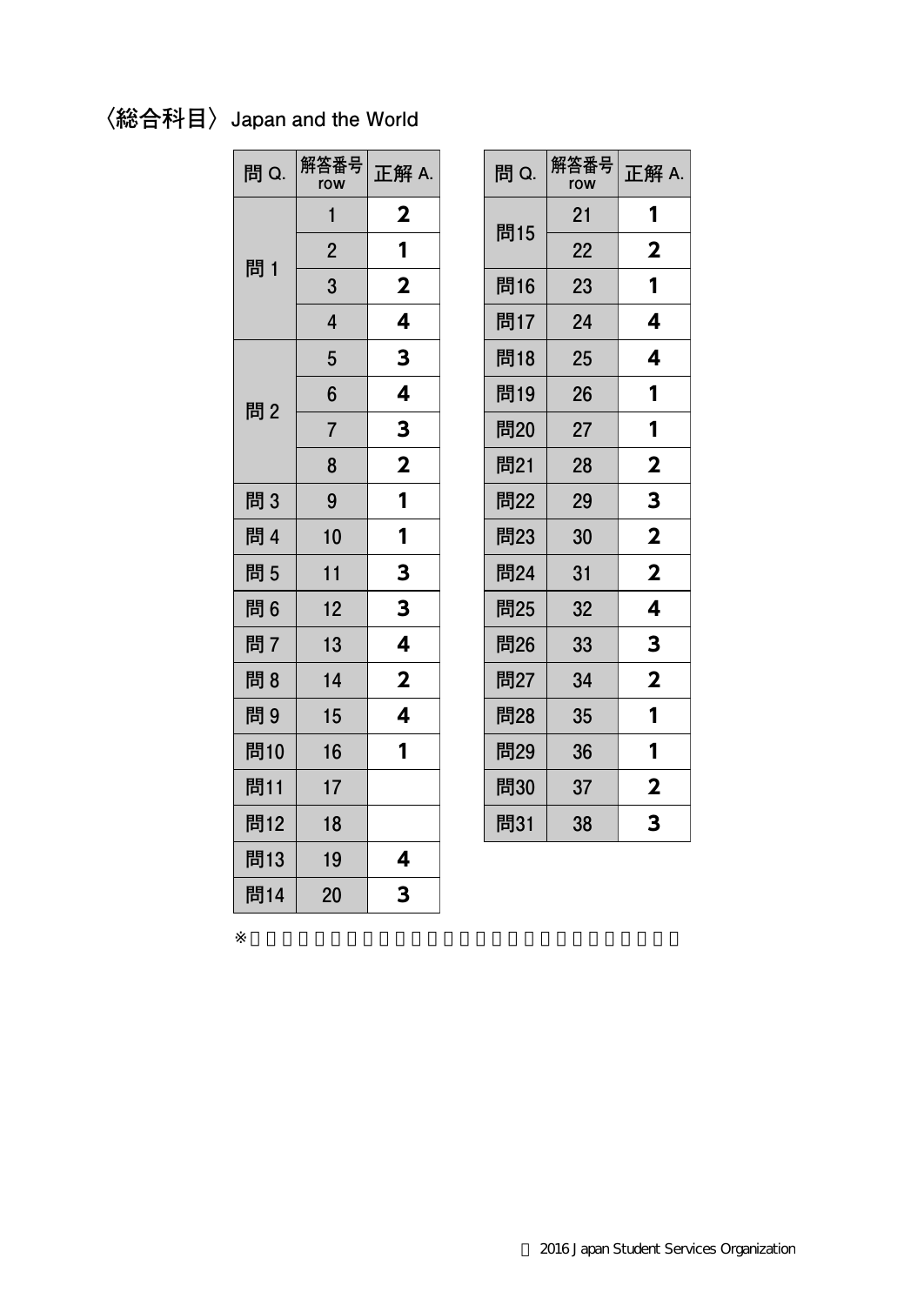## 〈総合科目〉 Japan and the World

| 問 Q. | 解答番号 row | 正解 A. |
|---|---|---|
| 問 1 | 1 | 2 |
| | 2 | 1 |
| | 3 | 2 |
| | 4 | 4 |
| 問 2 | 5 | 3 |
| | 6 | 4 |
| | 7 | 3 |
| | 8 | 2 |
| 問 3 | 9 | 1 |
| 問 4 | 10 | 1 |
| 問 5 | 11 | 3 |
| 問 6 | 12 | 3 |
| 問 7 | 13 | 4 |
| 問 8 | 14 | 2 |
| 問 9 | 15 | 4 |
| 問10 | 16 | 1 |
| 問11 | 17 | |
| 問12 | 18 | |
| 問13 | 19 | 4 |
| 問14 | 20 | 3 |
| 問15 | 21 | 1 |
| | 22 | 2 |
| 問16 | 23 | 1 |
| 問17 | 24 | 4 |
| 問18 | 25 | 4 |
| 問19 | 26 | 1 |
| 問20 | 27 | 1 |
| 問21 | 28 | 2 |
| 問22 | 29 | 3 |
| 問23 | 30 | 2 |
| 問24 | 31 | 2 |
| 問25 | 32 | 4 |
| 問26 | 33 | 3 |
| 問27 | 34 | 2 |
| 問28 | 35 | 1 |
| 問29 | 36 | 1 |
| 問30 | 37 | 2 |
| 問31 | 38 | 3 |

※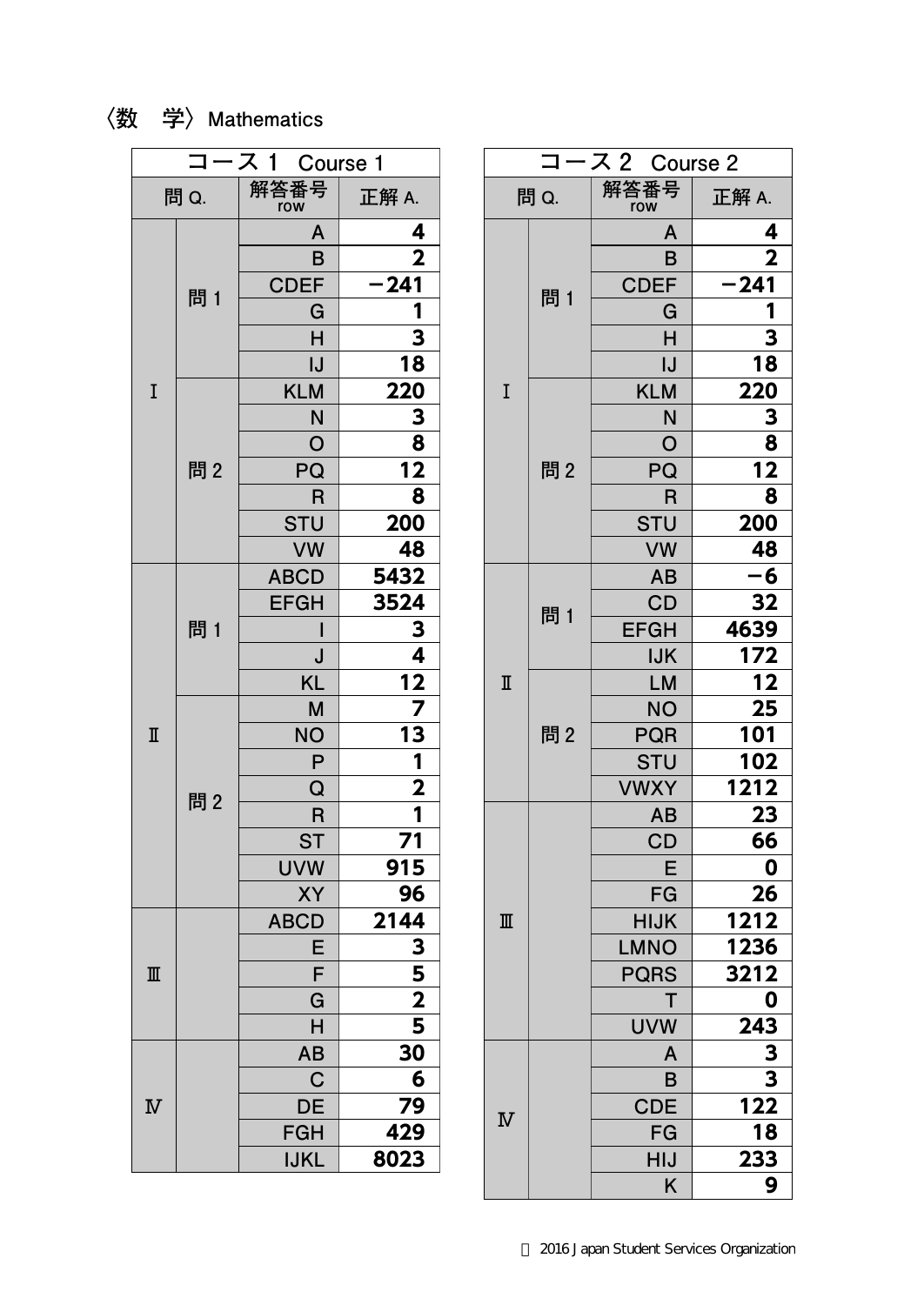## 〈数　学〉Mathematics

| コース 1 Course 1 | | | |
|---|---|---|---|
| 問 Q. | | 解答番号 row | 正解 A. |
| Ⅰ | 問 1 | A | 4 |
| | | B | 2 |
| | | CDEF | −241 |
| | | G | 1 |
| | | H | 3 |
| | | IJ | 18 |
| | 問 2 | KLM | 220 |
| | | N | 3 |
| | | O | 8 |
| | | PQ | 12 |
| | | R | 8 |
| | | STU | 200 |
| | | VW | 48 |
| Ⅱ | 問 1 | ABCD | 5432 |
| | | EFGH | 3524 |
| | | I | 3 |
| | | J | 4 |
| | | KL | 12 |
| | 問 2 | M | 7 |
| | | NO | 13 |
| | | P | 1 |
| | | Q | 2 |
| | | R | 1 |
| | | ST | 71 |
| | | UVW | 915 |
| | | XY | 96 |
| Ⅲ | | ABCD | 2144 |
| | | E | 3 |
| | | F | 5 |
| | | G | 2 |
| | | H | 5 |
| Ⅳ | | AB | 30 |
| | | C | 6 |
| | | DE | 79 |
| | | FGH | 429 |
| | | IJKL | 8023 |

| コース 2 Course 2 | | | |
|---|---|---|---|
| 問 Q. | | 解答番号 row | 正解 A. |
| Ⅰ | 問 1 | A | 4 |
| | | B | 2 |
| | | CDEF | −241 |
| | | G | 1 |
| | | H | 3 |
| | | IJ | 18 |
| | 問 2 | KLM | 220 |
| | | N | 3 |
| | | O | 8 |
| | | PQ | 12 |
| | | R | 8 |
| | | STU | 200 |
| | | VW | 48 |
| Ⅱ | 問 1 | AB | −6 |
| | | CD | 32 |
| | | EFGH | 4639 |
| | | IJK | 172 |
| | 問 2 | LM | 12 |
| | | NO | 25 |
| | | PQR | 101 |
| | | STU | 102 |
| | | VWXY | 1212 |
| Ⅲ | | AB | 23 |
| | | CD | 66 |
| | | E | 0 |
| | | FG | 26 |
| | | HIJK | 1212 |
| | | LMNO | 1236 |
| | | PQRS | 3212 |
| | | T | 0 |
| | | UVW | 243 |
| Ⅳ | | A | 3 |
| | | B | 3 |
| | | CDE | 122 |
| | | FG | 18 |
| | | HIJ | 233 |
| | | K | 9 |

Ⓒ 2016 Japan Student Services Organization